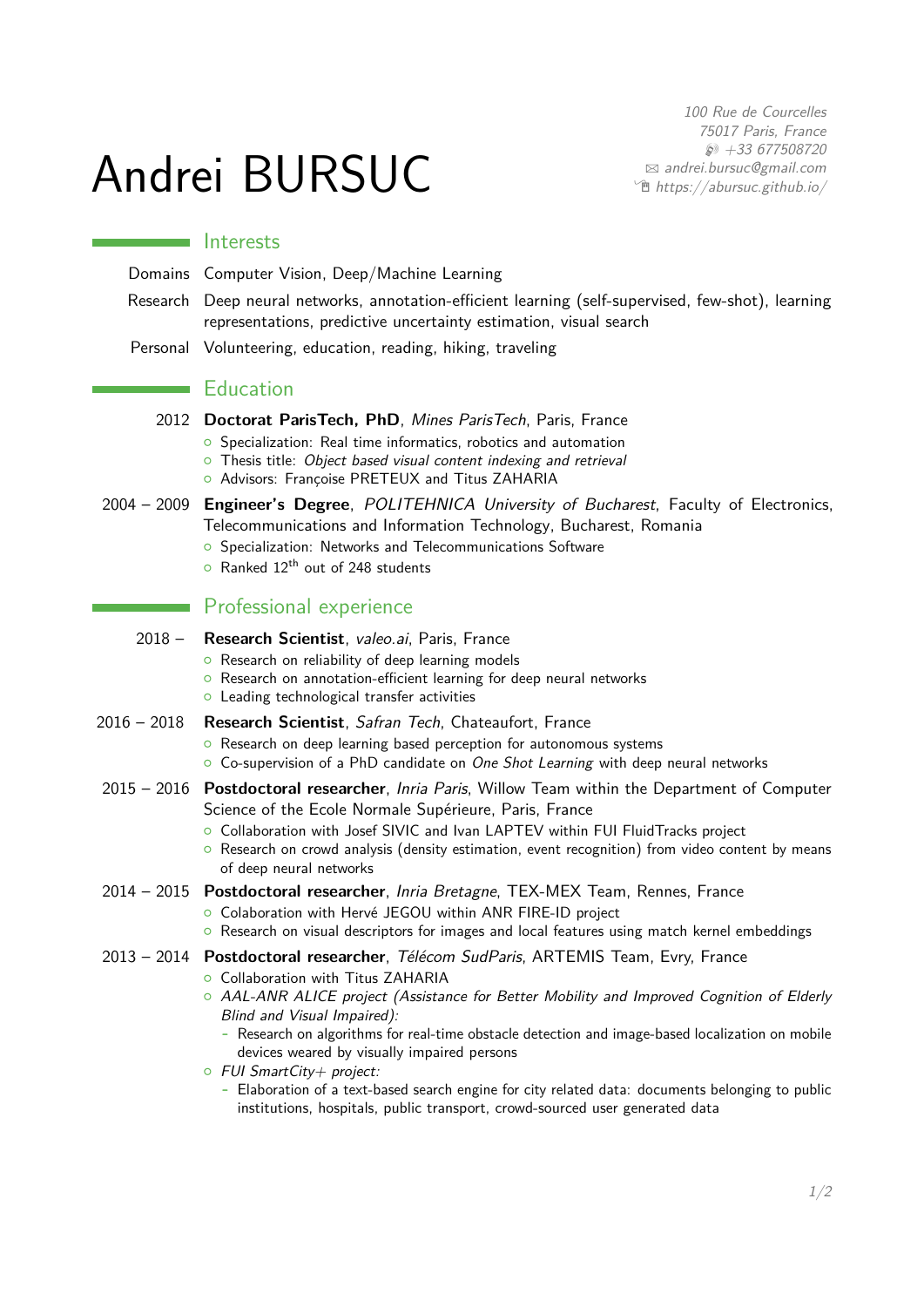# Andrei BURSUC

100 Rue de Courcelles
75017 Paris, France
+33 677508720
andrei.bursuc@gmail.com
https://abursuc.github.io/

## Interests

**Domains** Computer Vision, Deep/Machine Learning

**Research** Deep neural networks, annotation-efficient learning (self-supervised, few-shot), learning representations, predictive uncertainty estimation, visual search

**Personal** Volunteering, education, reading, hiking, traveling

## Education

**2012** **Doctorat ParisTech, PhD**, *Mines ParisTech*, Paris, France
- Specialization: Real time informatics, robotics and automation
- Thesis title: *Object based visual content indexing and retrieval*
- Advisors: Françoise PRETEUX and Titus ZAHARIA

**2004 – 2009** **Engineer's Degree**, *POLITEHNICA University of Bucharest*, Faculty of Electronics, Telecommunications and Information Technology, Bucharest, Romania
- Specialization: Networks and Telecommunications Software
- Ranked 12th out of 248 students

## Professional experience

**2018 –** **Research Scientist**, *valeo.ai*, Paris, France
- Research on reliability of deep learning models
- Research on annotation-efficient learning for deep neural networks
- Leading technological transfer activities

**2016 – 2018** **Research Scientist**, *Safran Tech*, Chateaufort, France
- Research on deep learning based perception for autonomous systems
- Co-supervision of a PhD candidate on *One Shot Learning* with deep neural networks

**2015 – 2016** **Postdoctoral researcher**, *Inria Paris*, Willow Team within the Department of Computer Science of the Ecole Normale Supérieure, Paris, France
- Collaboration with Josef SIVIC and Ivan LAPTEV within FUI FluidTracks project
- Research on crowd analysis (density estimation, event recognition) from video content by means of deep neural networks

**2014 – 2015** **Postdoctoral researcher**, *Inria Bretagne*, TEX-MEX Team, Rennes, France
- Colaboration with Hervé JEGOU within ANR FIRE-ID project
- Research on visual descriptors for images and local features using match kernel embeddings

**2013 – 2014** **Postdoctoral researcher**, *Télécom SudParis*, ARTEMIS Team, Evry, France
- Collaboration with Titus ZAHARIA
- *AAL-ANR ALICE project (Assistance for Better Mobility and Improved Cognition of Elderly Blind and Visual Impaired):*
  - Research on algorithms for real-time obstacle detection and image-based localization on mobile devices weared by visually impaired persons
- *FUI SmartCity+ project:*
  - Elaboration of a text-based search engine for city related data: documents belonging to public institutions, hospitals, public transport, crowd-sourced user generated data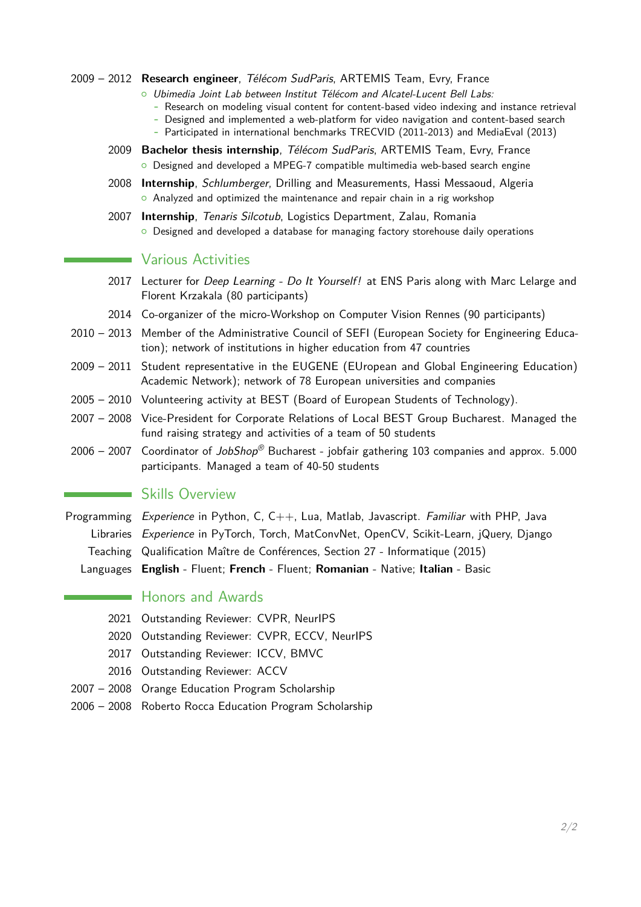2009 – 2012 **Research engineer**, *Télécom SudParis*, ARTEMIS Team, Evry, France

- *Ubimedia Joint Lab between Institut Télécom and Alcatel-Lucent Bell Labs:*
  - Research on modeling visual content for content-based video indexing and instance retrieval
  - Designed and implemented a web-platform for video navigation and content-based search
  - Participated in international benchmarks TRECVID (2011-2013) and MediaEval (2013)

2009 **Bachelor thesis internship**, *Télécom SudParis*, ARTEMIS Team, Evry, France

- Designed and developed a MPEG-7 compatible multimedia web-based search engine

2008 **Internship**, *Schlumberger*, Drilling and Measurements, Hassi Messaoud, Algeria

- Analyzed and optimized the maintenance and repair chain in a rig workshop

2007 **Internship**, *Tenaris Silcotub*, Logistics Department, Zalau, Romania

- Designed and developed a database for managing factory storehouse daily operations

## Various Activities

2017 Lecturer for *Deep Learning - Do It Yourself!* at ENS Paris along with Marc Lelarge and Florent Krzakala (80 participants)

2014 Co-organizer of the micro-Workshop on Computer Vision Rennes (90 participants)

2010 – 2013 Member of the Administrative Council of SEFI (European Society for Engineering Education); network of institutions in higher education from 47 countries

2009 – 2011 Student representative in the EUGENE (EUropean and Global Engineering Education) Academic Network); network of 78 European universities and companies

2005 – 2010 Volunteering activity at BEST (Board of European Students of Technology).

2007 – 2008 Vice-President for Corporate Relations of Local BEST Group Bucharest. Managed the fund raising strategy and activities of a team of 50 students

2006 – 2007 Coordinator of *JobShop*® Bucharest - jobfair gathering 103 companies and approx. 5.000 participants. Managed a team of 40-50 students

## Skills Overview

Programming *Experience* in Python, C, C++, Lua, Matlab, Javascript. *Familiar* with PHP, Java

Libraries *Experience* in PyTorch, Torch, MatConvNet, OpenCV, Scikit-Learn, jQuery, Django

Teaching Qualification Maître de Conférences, Section 27 - Informatique (2015)

Languages **English** - Fluent; **French** - Fluent; **Romanian** - Native; **Italian** - Basic

## Honors and Awards

2021 Outstanding Reviewer: CVPR, NeurIPS

2020 Outstanding Reviewer: CVPR, ECCV, NeurIPS

2017 Outstanding Reviewer: ICCV, BMVC

2016 Outstanding Reviewer: ACCV

2007 – 2008 Orange Education Program Scholarship

2006 – 2008 Roberto Rocca Education Program Scholarship